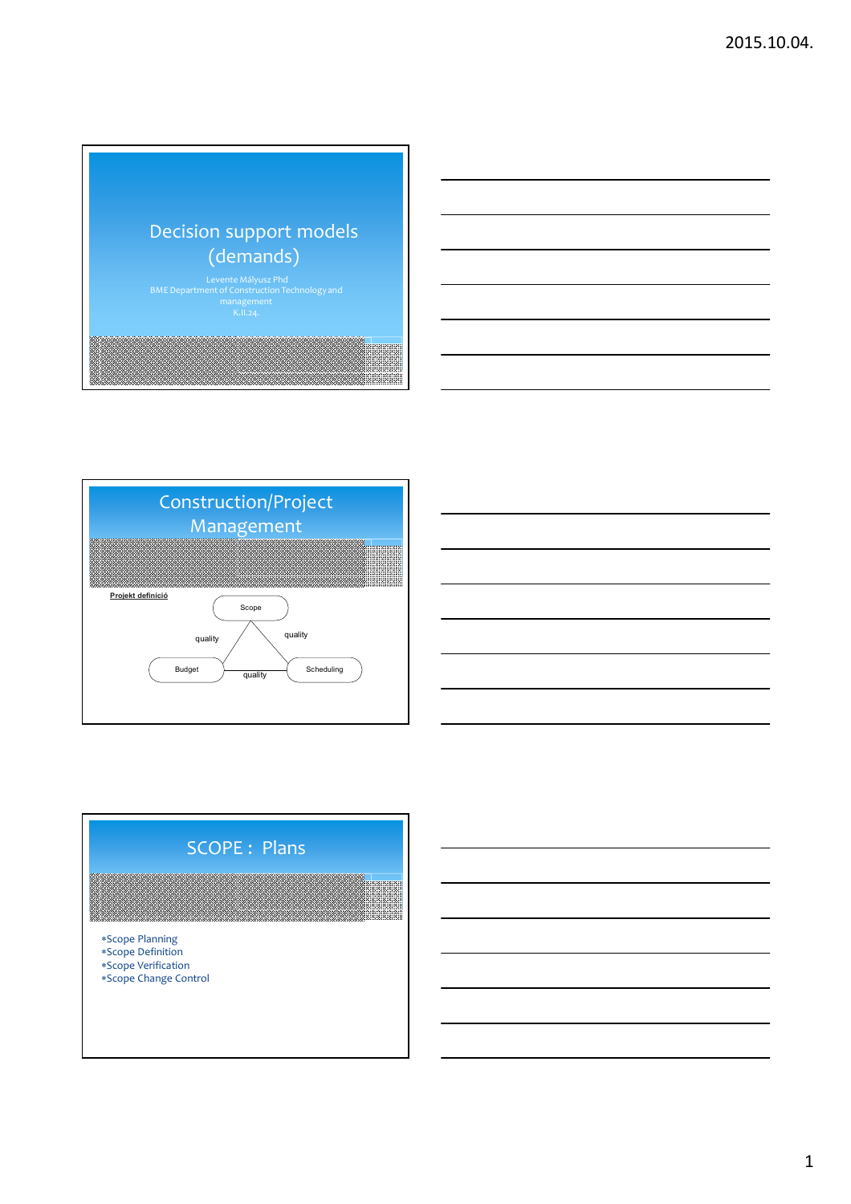# Decision support models (demands)

Levente Mályusz Phd
BME Department of Construction Technology and management
K.II.24.

## Construction/Project Management

**Projekt definíció**

Scope

quality

quality

Budget

quality

Scheduling

## SCOPE : Plans

*Scope Planning
*Scope Definition
*Scope Verification
*Scope Change Control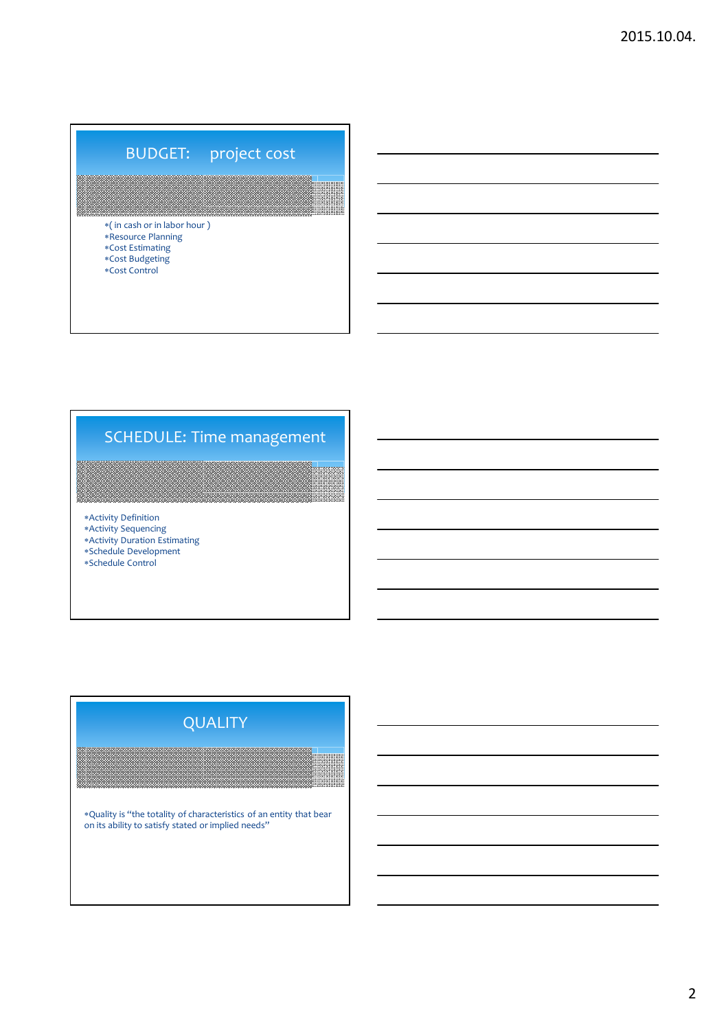## BUDGET: project cost

- ( in cash or in labor hour )
- Resource Planning
- Cost Estimating
- Cost Budgeting
- Cost Control

## SCHEDULE: Time management

- Activity Definition
- Activity Sequencing
- Activity Duration Estimating
- Schedule Development
- Schedule Control

## QUALITY

- Quality is "the totality of characteristics of an entity that bear on its ability to satisfy stated or implied needs"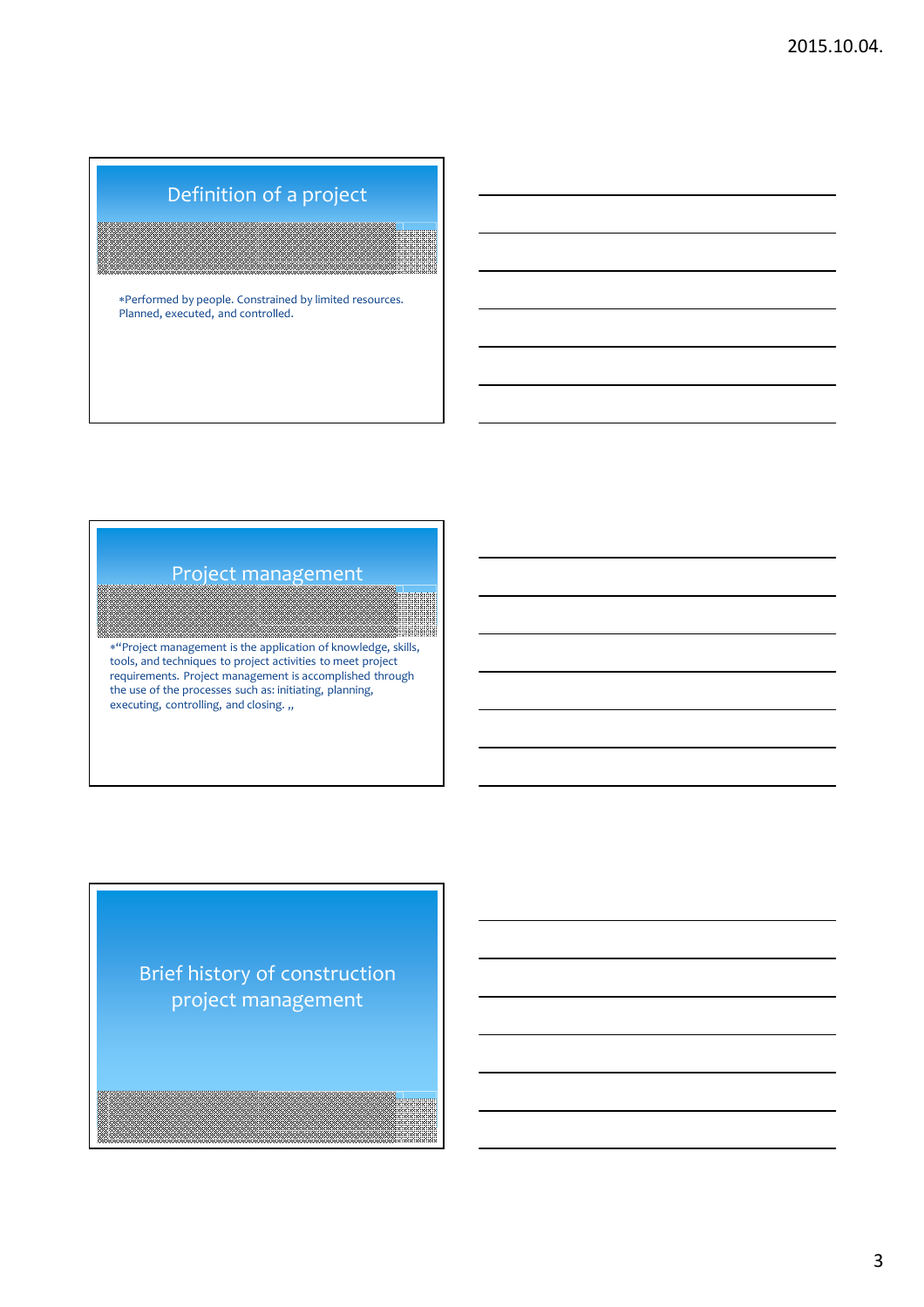## Definition of a project

- Performed by people. Constrained by limited resources. Planned, executed, and controlled.

## Project management

- "Project management is the application of knowledge, skills, tools, and techniques to project activities to meet project requirements. Project management is accomplished through the use of the processes such as: initiating, planning, executing, controlling, and closing. „

## Brief history of construction project management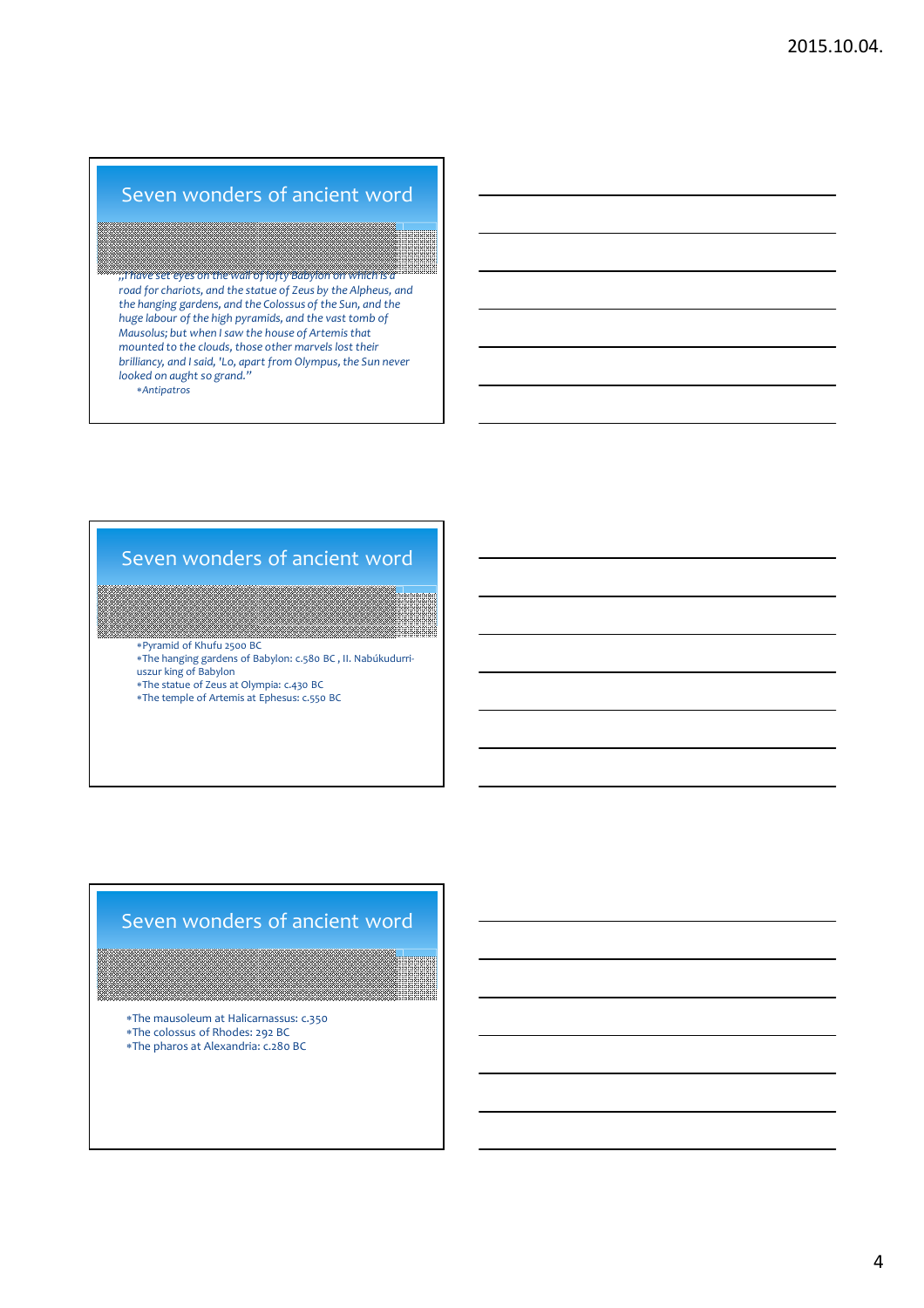## Seven wonders of ancient word

*„I have set eyes on the wall of lofty Babylon on which is a road for chariots, and the statue of Zeus by the Alpheus, and the hanging gardens, and the Colossus of the Sun, and the huge labour of the high pyramids, and the vast tomb of Mausolus; but when I saw the house of Artemis that mounted to the clouds, those other marvels lost their brilliancy, and I said, 'Lo, apart from Olympus, the Sun never looked on aught so grand."*

- *Antipatros*

## Seven wonders of ancient word

- Pyramid of Khufu 2500 BC
- The hanging gardens of Babylon: c.580 BC , II. Nabúkudurri-uszur king of Babylon
- The statue of Zeus at Olympia: c.430 BC
- The temple of Artemis at Ephesus: c.550 BC

## Seven wonders of ancient word

- The mausoleum at Halicarnassus: c.350
- The colossus of Rhodes: 292 BC
- The pharos at Alexandria: c.280 BC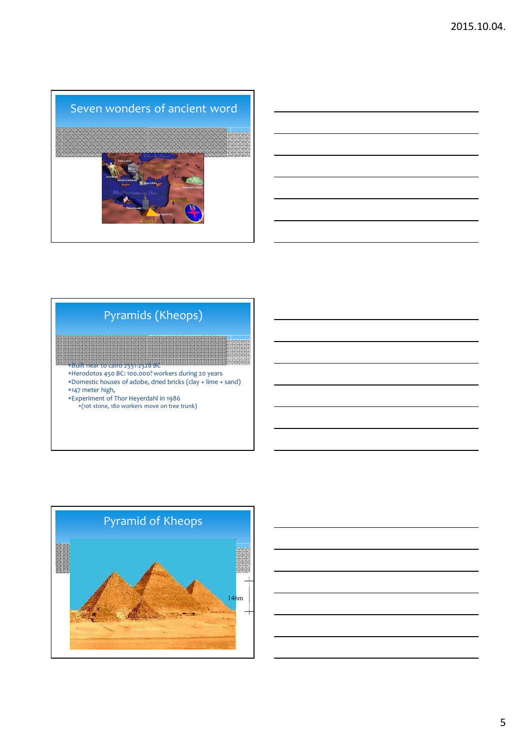## Seven wonders of ancient word

## Pyramids (Kheops)

- Built near to Cairo 2551-2528 BC
- Herodotos 450 BC: 100.000? workers during 20 years
- Domestic houses of adobe, dried bricks (clay + lime + sand)
- 147 meter high,
- Experiment of Thor Heyerdahl in 1986
  - (10t stone, 180 workers move on tree trunk)

## Pyramid of Kheops

146m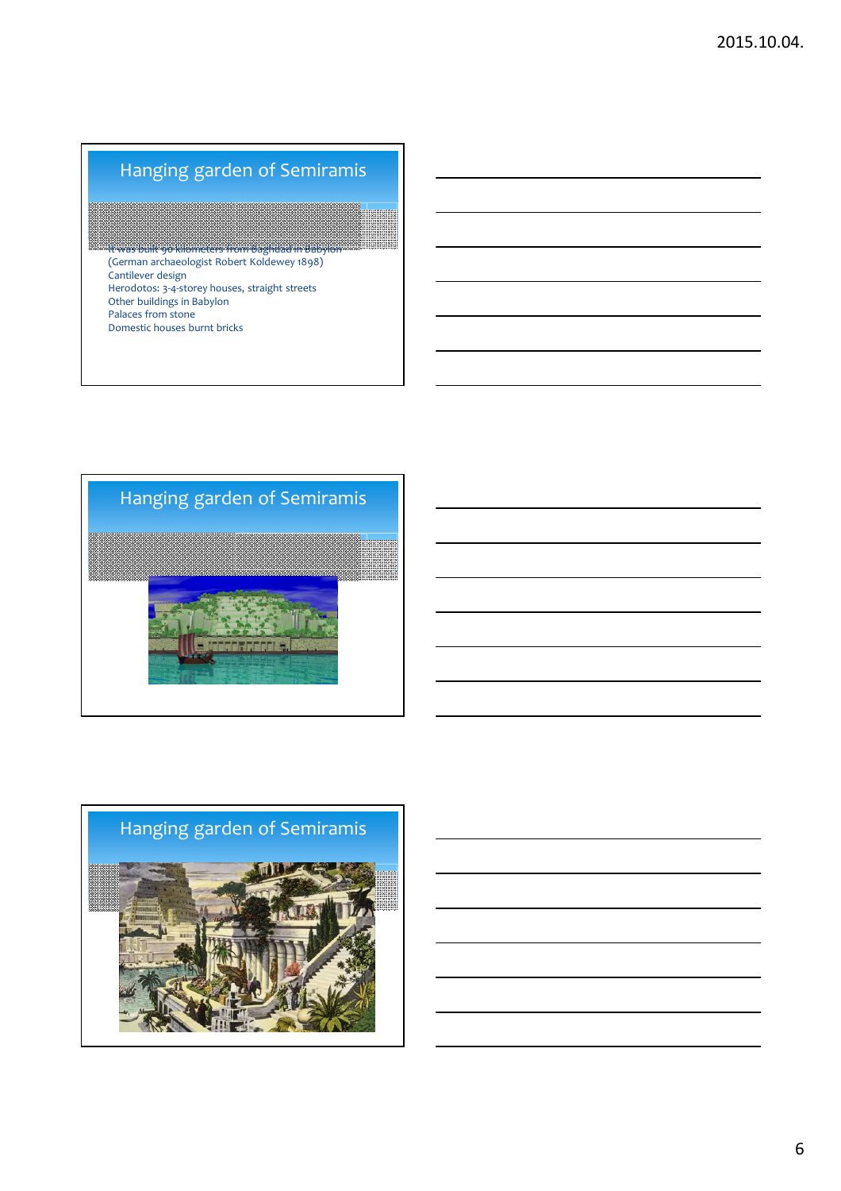## Hanging garden of Semiramis

It was built 90 kilometers from Baghdad in Babylon
(German archaeologist Robert Koldewey 1898)
Cantilever design
Herodotos: 3-4-storey houses, straight streets
Other buildings in Babylon
Palaces from stone
Domestic houses burnt bricks

## Hanging garden of Semiramis

## Hanging garden of Semiramis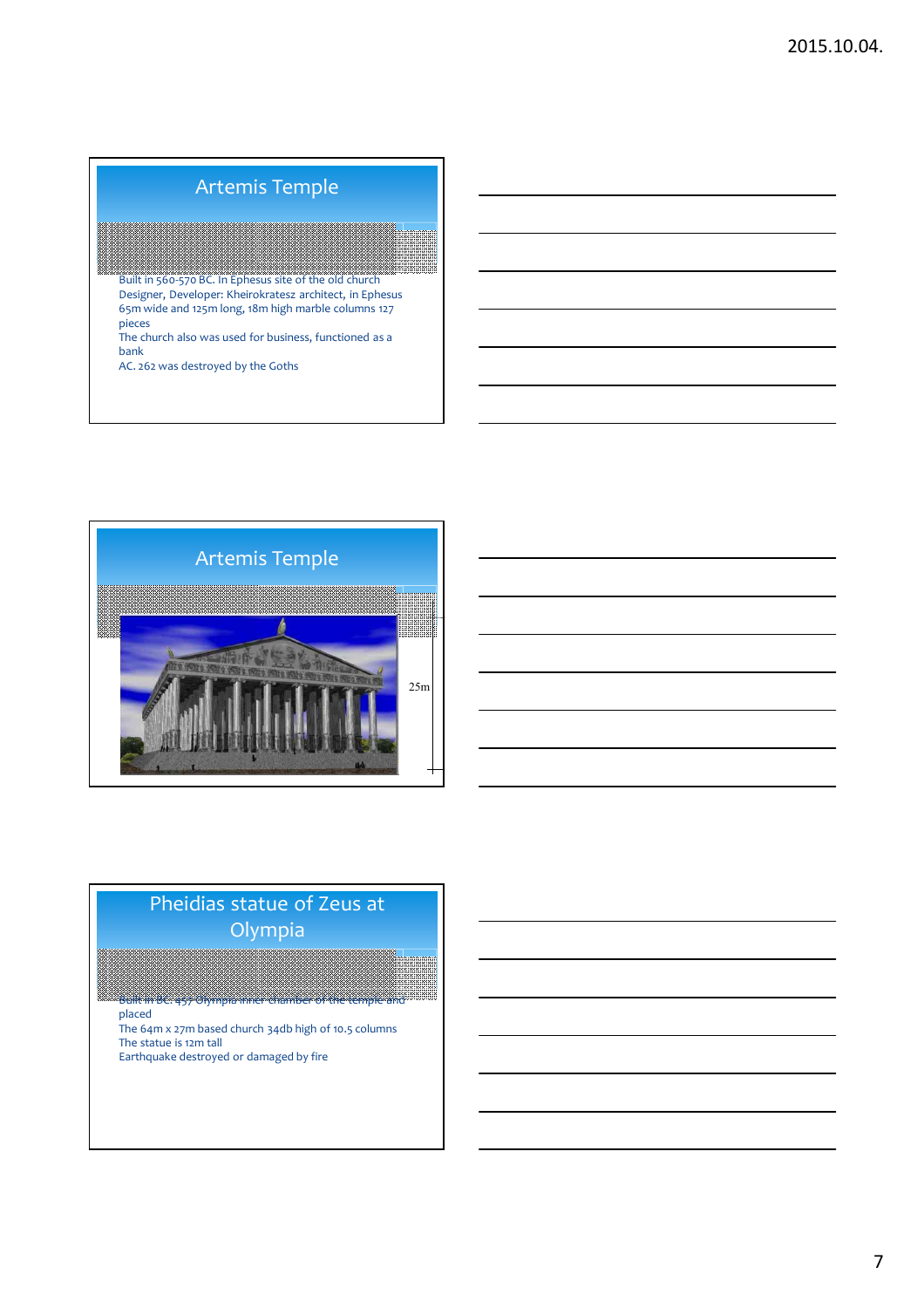## Artemis Temple

Built in 560-570 BC. In Ephesus site of the old church
Designer, Developer: Kheirokratesz architect, in Ephesus
65m wide and 125m long, 18m high marble columns 127 pieces
The church also was used for business, functioned as a bank
AC. 262 was destroyed by the Goths

## Artemis Temple

25m

## Pheidias statue of Zeus at Olympia

Built in BC. 457 Olympia inner chamber of the temple and placed
The 64m x 27m based church 34db high of 10.5 columns
The statue is 12m tall
Earthquake destroyed or damaged by fire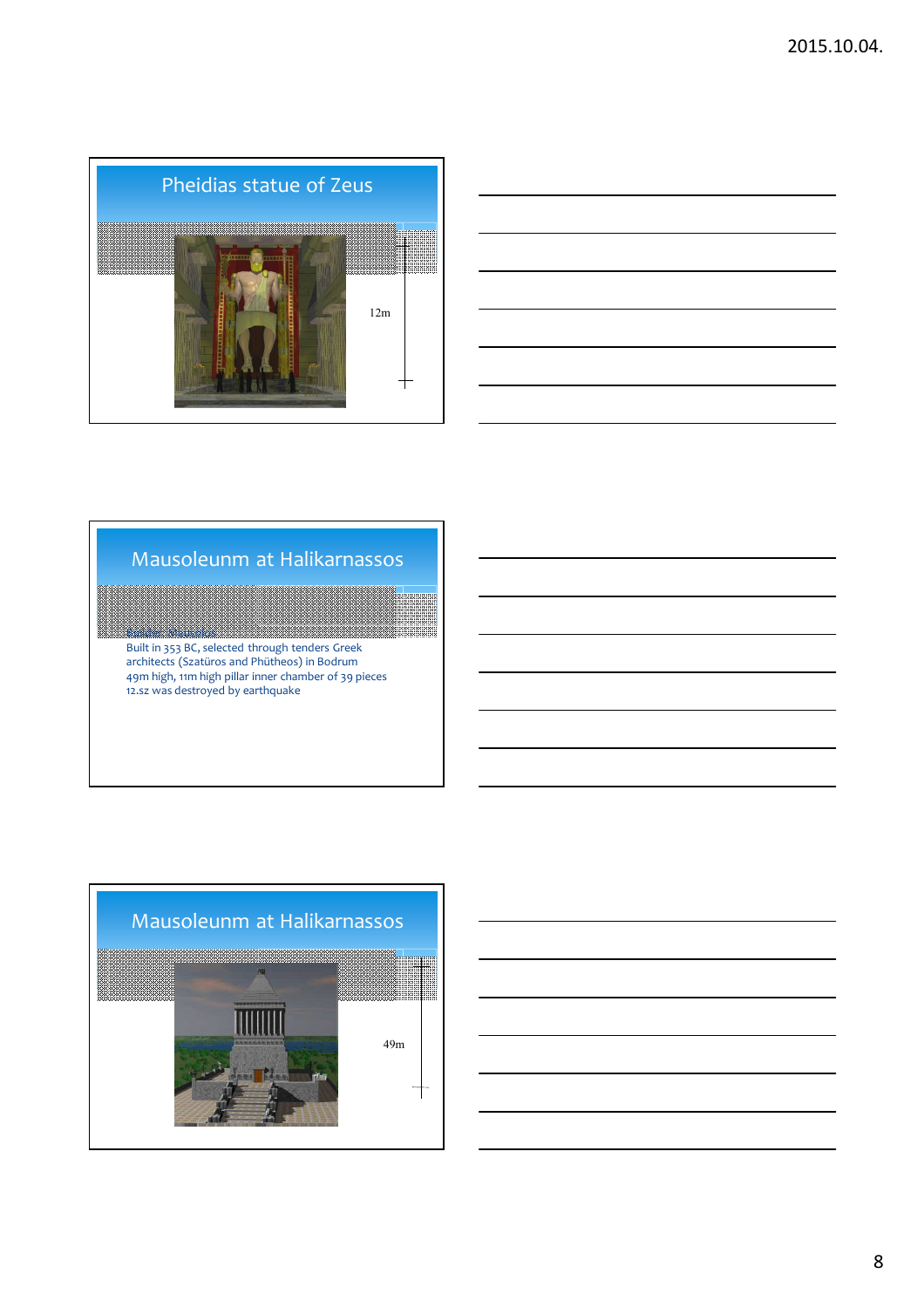## Pheidias statue of Zeus

12m

## Mausoleunm at Halikarnassos

Built in 353 BC, selected through tenders Greek architects (Szatüros and Phütheos) in Bodrum
49m high, 11m high pillar inner chamber of 39 pieces
12.sz was destroyed by earthquake

## Mausoleunm at Halikarnassos

49m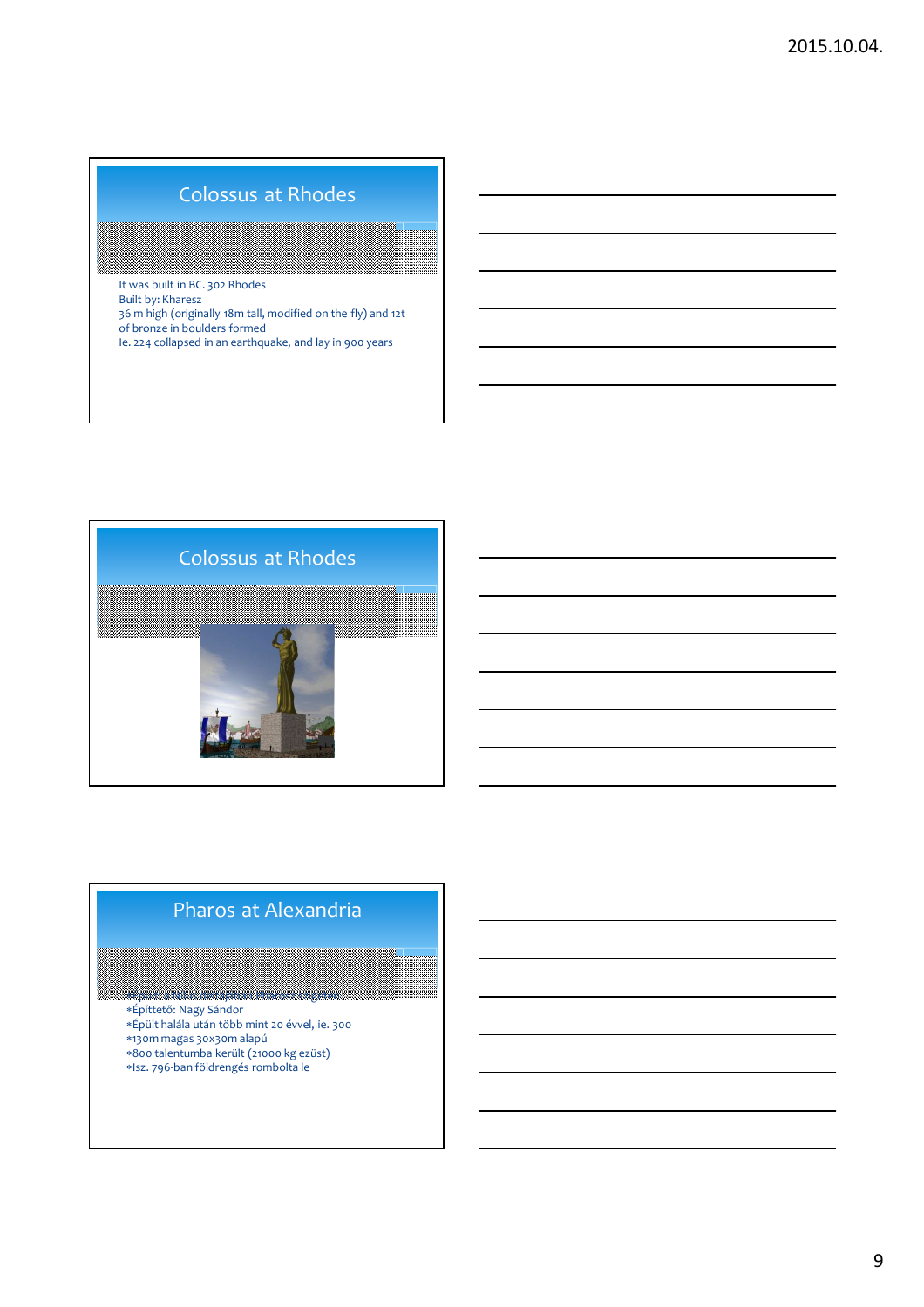## Colossus at Rhodes

It was built in BC. 302 Rhodes
Built by: Kharesz
36 m high (originally 18m tall, modified on the fly) and 12t of bronze in boulders formed
Ie. 224 collapsed in an earthquake, and lay in 900 years

## Colossus at Rhodes

## Pharos at Alexandria

- Épült: a Nílus deltájában Pharosz szigetén
- Építtető: Nagy Sándor
- Épült halála után több mint 20 évvel, ie. 300
- 130m magas 30x30m alapú
- 800 talentumba került (21000 kg ezüst)
- Isz. 796-ban földrengés rombolta le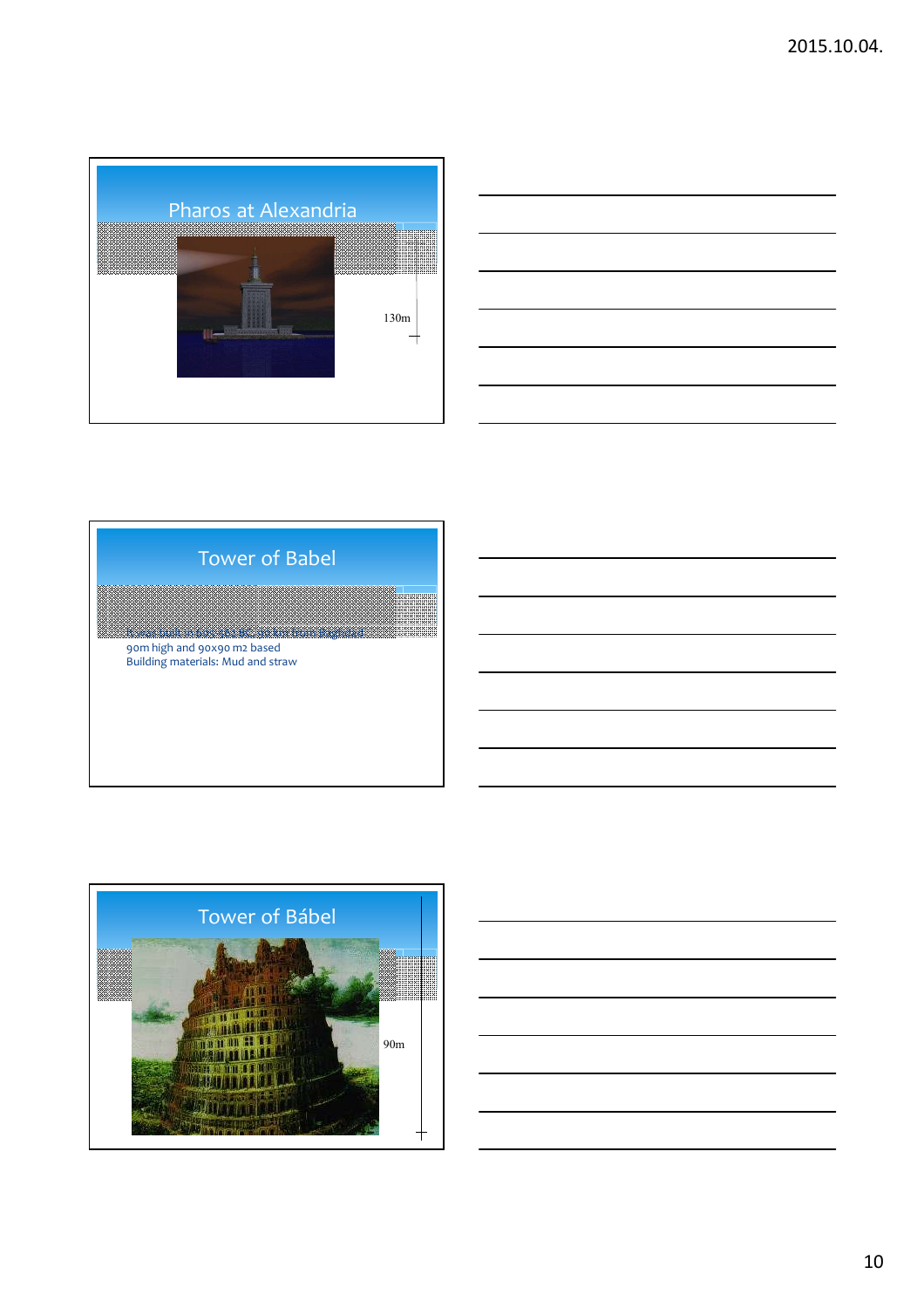## Pharos at Alexandria

130m

## Tower of Babel

It was built in 605-562 BC, 90 km from Baghdad
90m high and 90x90 m2 based
Building materials: Mud and straw

## Tower of Bábel

90m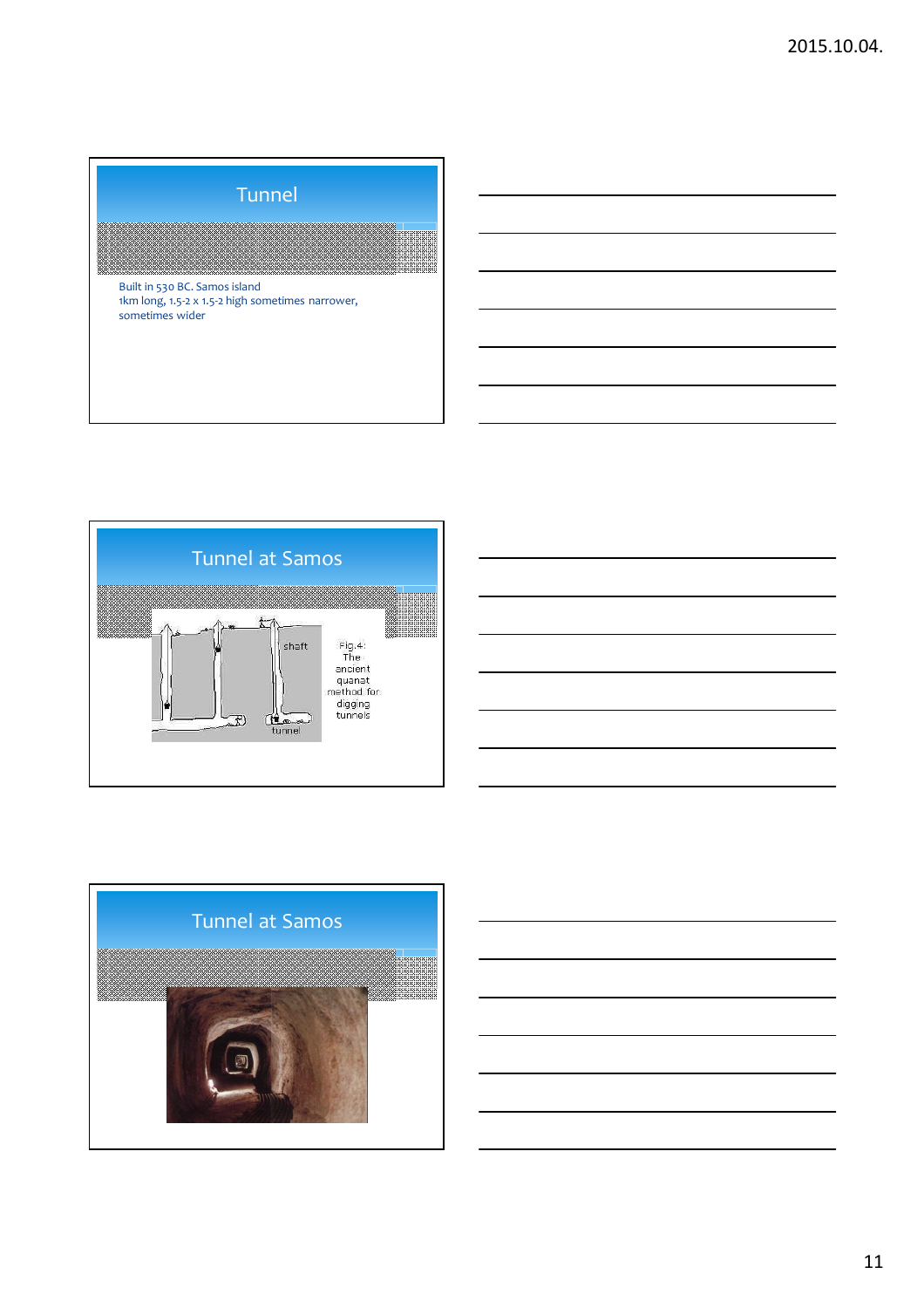## Tunnel

Built in 530 BC. Samos island
1km long, 1.5-2 x 1.5-2 high sometimes narrower, sometimes wider

## Tunnel at Samos

shaft

tunnel

Fig.4: The ancient quanat method for digging tunnels

## Tunnel at Samos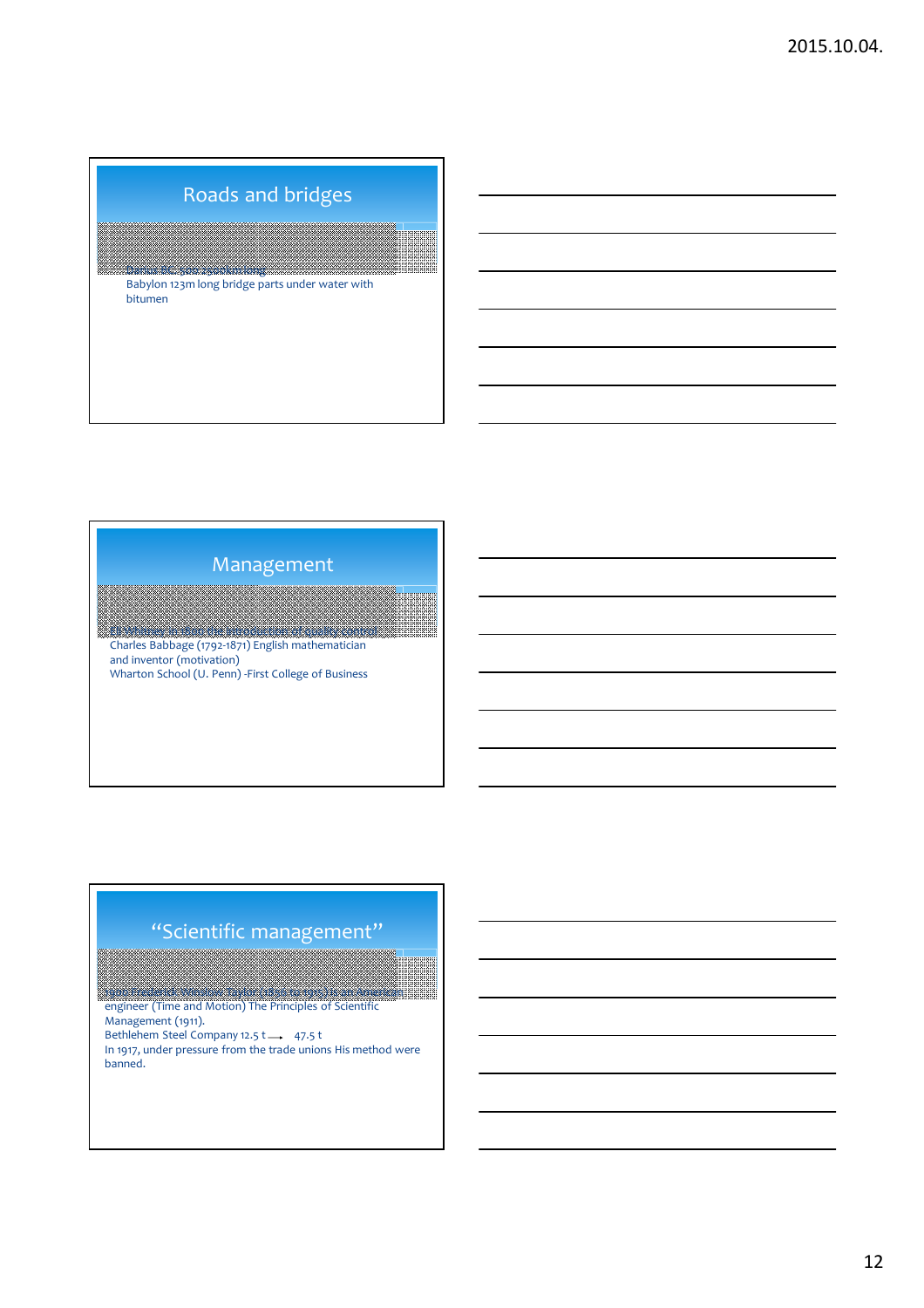## Roads and bridges

Darius BC. 500 2500km long
Babylon 123m long bridge parts under water with bitumen

## Management

Eli Whitney in 1800 the introduction of quality control
Charles Babbage (1792-1871) English mathematician and inventor (motivation)
Wharton School (U. Penn) -First College of Business

## "Scientific management"

1905 Frederick Winslow Taylor (1856 to 1915) is an American engineer (Time and Motion) The Principles of Scientific Management (1911).
Bethlehem Steel Company 12.5 t → 47.5 t
In 1917, under pressure from the trade unions His method were banned.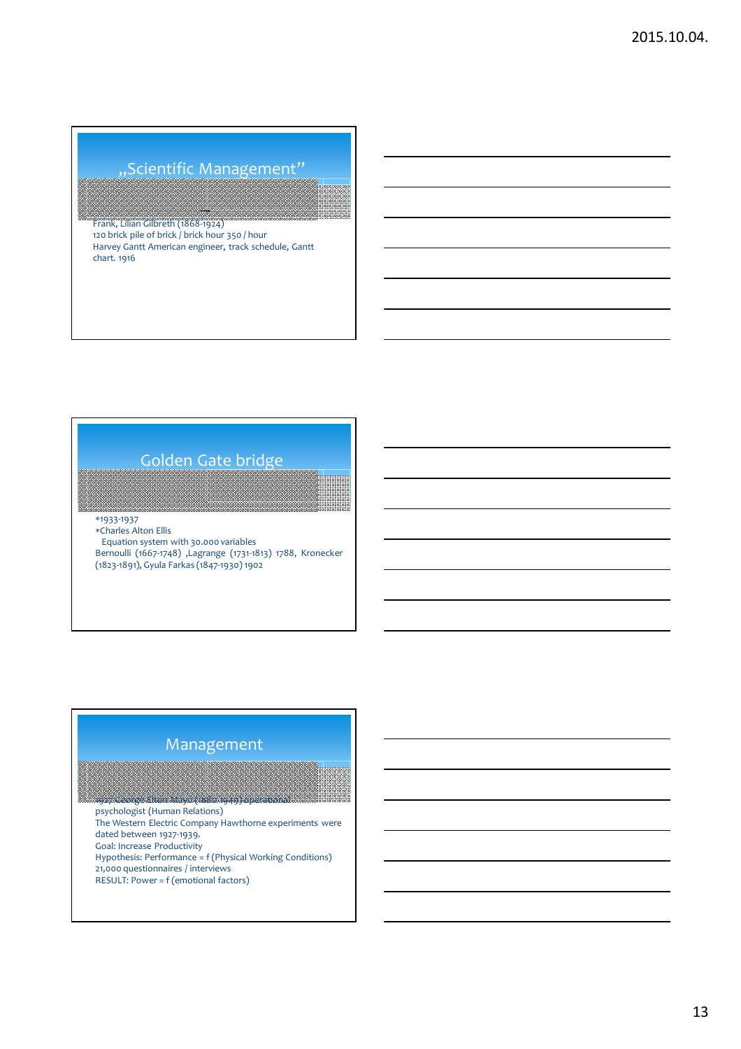## „Scientific Management”

Frank, Lilian Gilbreth (1868-1924)
120 brick pile of brick / brick hour 350 / hour
Harvey Gantt American engineer, track schedule, Gantt chart. 1916

## Golden Gate bridge

*1933-1937
*Charles Alton Ellis
Equation system with 30.000 variables
Bernoulli (1667-1748) ,Lagrange (1731-1813) 1788, Kronecker (1823-1891), Gyula Farkas (1847-1930) 1902

## Management

1927 George Elton Mayo (1880-1949) operational psychologist (Human Relations)
The Western Electric Company Hawthorne experiments were dated between 1927-1939.
Goal: Increase Productivity
Hypothesis: Performance = f (Physical Working Conditions)
21,000 questionnaires / interviews
RESULT: Power = f (emotional factors)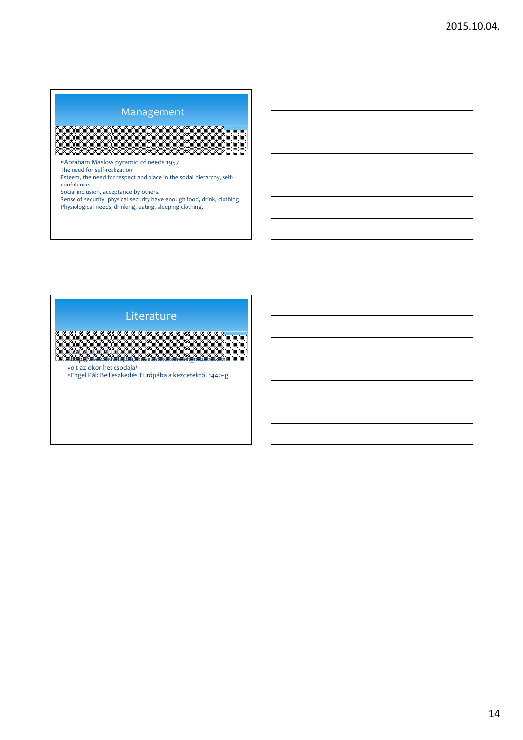## Management

*Abraham Maslow pyramid of needs 1957
The need for self-realization
Esteem, the need for respect and place in the social hierarchy, self-confidence.
Social inclusion, acceptance by others.
Sense of security, physical security have enough food, drink, clothing.
Physiological needs, drinking, eating, sleeping clothing.

## Literature

*http://...volt-az-okor-het-csodaja/
*Engel Pál: Beilleszkedés Európába a kezdetektől 1440-ig